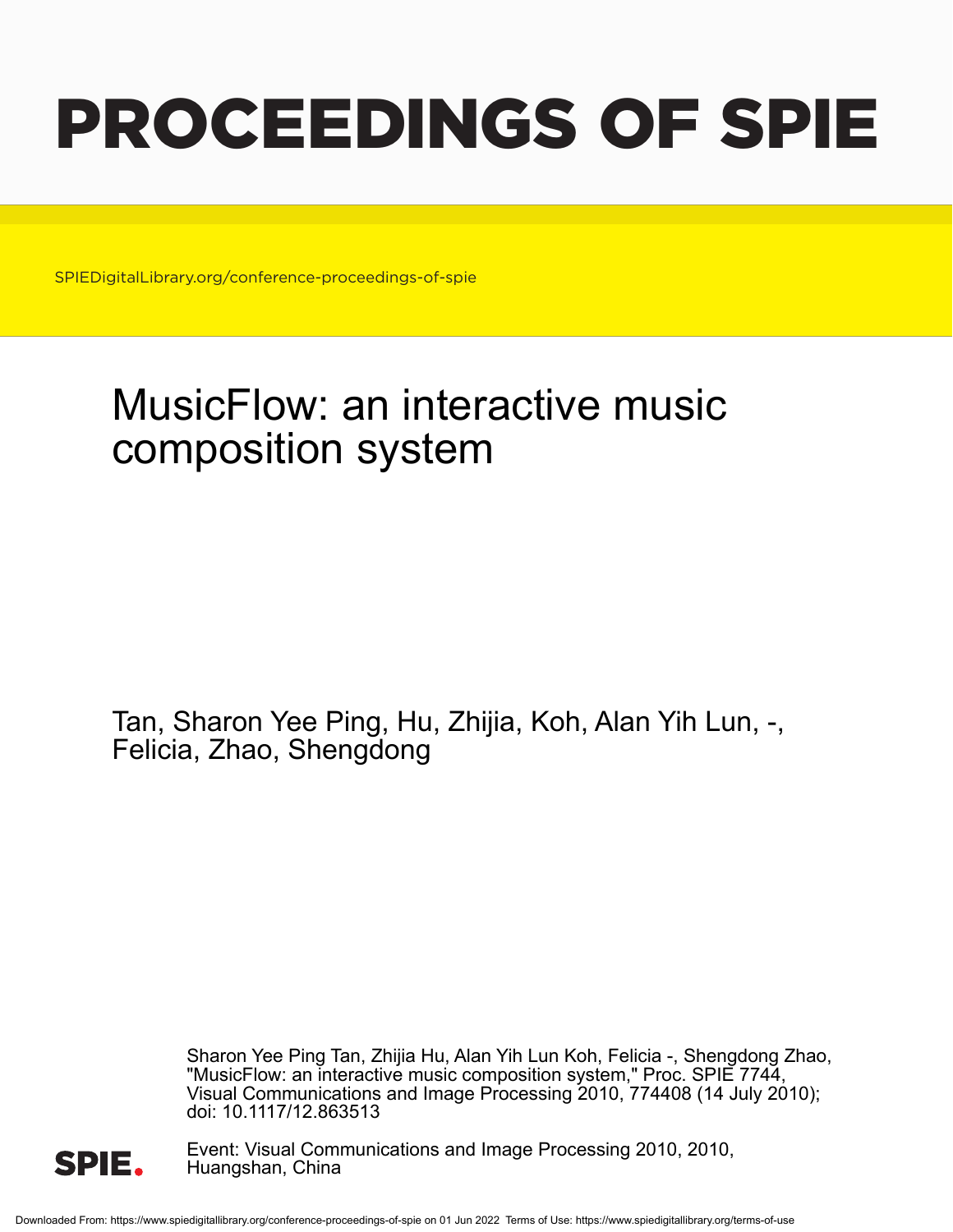# PROCEEDINGS OF SPIE

SPIEDigitalLibrary.org/conference-proceedings-of-spie

## MusicFlow: an interactive music composition system

Tan, Sharon Yee Ping, Hu, Zhijia, Koh, Alan Yih Lun, -, Felicia, Zhao, Shengdong

Sharon Yee Ping Tan, Zhijia Hu, Alan Yih Lun Koh, Felicia -, Shengdong Zhao, "MusicFlow: an interactive music composition system," Proc. SPIE 7744, Visual Communications and Image Processing 2010, 774408 (14 July 2010); doi: 10.1117/12.863513

Event: Visual Communications and Image Processing 2010, 2010, Huangshan, China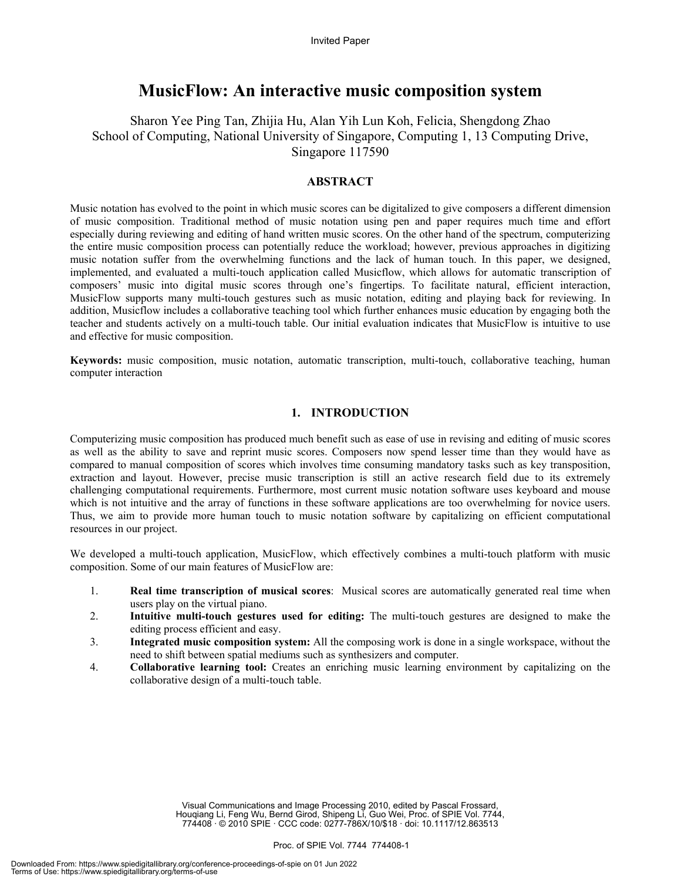Invited Paper

# MusicFlow: An interactive music composition system

Sharon Yee Ping Tan, Zhijia Hu, Alan Yih Lun Koh, Felicia, Shengdong Zhao
School of Computing, National University of Singapore, Computing 1, 13 Computing Drive, Singapore 117590

## ABSTRACT

Music notation has evolved to the point in which music scores can be digitalized to give composers a different dimension of music composition. Traditional method of music notation using pen and paper requires much time and effort especially during reviewing and editing of hand written music scores. On the other hand of the spectrum, computerizing the entire music composition process can potentially reduce the workload; however, previous approaches in digitizing music notation suffer from the overwhelming functions and the lack of human touch. In this paper, we designed, implemented, and evaluated a multi-touch application called Musicflow, which allows for automatic transcription of composers' music into digital music scores through one's fingertips. To facilitate natural, efficient interaction, MusicFlow supports many multi-touch gestures such as music notation, editing and playing back for reviewing. In addition, Musicflow includes a collaborative teaching tool which further enhances music education by engaging both the teacher and students actively on a multi-touch table. Our initial evaluation indicates that MusicFlow is intuitive to use and effective for music composition.

**Keywords:** music composition, music notation, automatic transcription, multi-touch, collaborative teaching, human computer interaction

## 1. INTRODUCTION

Computerizing music composition has produced much benefit such as ease of use in revising and editing of music scores as well as the ability to save and reprint music scores. Composers now spend lesser time than they would have as compared to manual composition of scores which involves time consuming mandatory tasks such as key transposition, extraction and layout. However, precise music transcription is still an active research field due to its extremely challenging computational requirements. Furthermore, most current music notation software uses keyboard and mouse which is not intuitive and the array of functions in these software applications are too overwhelming for novice users. Thus, we aim to provide more human touch to music notation software by capitalizing on efficient computational resources in our project.

We developed a multi-touch application, MusicFlow, which effectively combines a multi-touch platform with music composition. Some of our main features of MusicFlow are:

1. **Real time transcription of musical scores**: Musical scores are automatically generated real time when users play on the virtual piano.
2. **Intuitive multi-touch gestures used for editing:** The multi-touch gestures are designed to make the editing process efficient and easy.
3. **Integrated music composition system:** All the composing work is done in a single workspace, without the need to shift between spatial mediums such as synthesizers and computer.
4. **Collaborative learning tool:** Creates an enriching music learning environment by capitalizing on the collaborative design of a multi-touch table.

Visual Communications and Image Processing 2010, edited by Pascal Frossard, Houqiang Li, Feng Wu, Bernd Girod, Shipeng Li, Guo Wei, Proc. of SPIE Vol. 7744, 774408 · © 2010 SPIE · CCC code: 0277-786X/10/$18 · doi: 10.1117/12.863513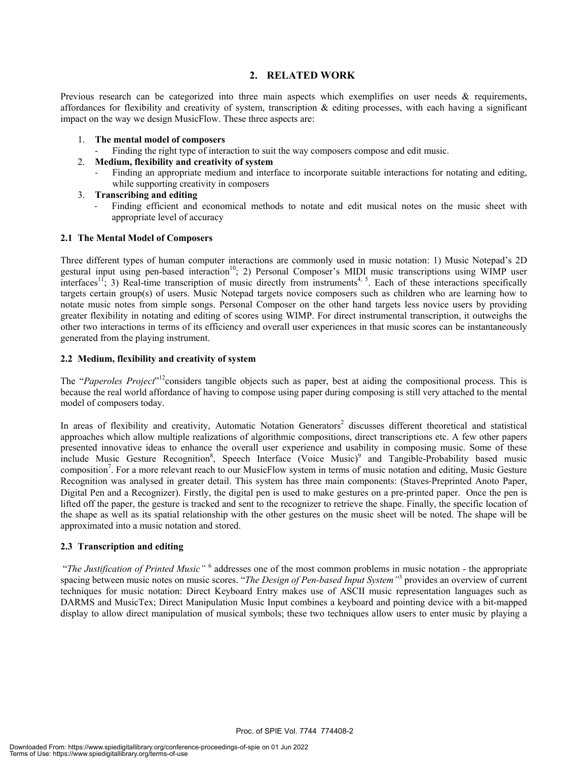## 2. RELATED WORK

Previous research can be categorized into three main aspects which exemplifies on user needs & requirements, affordances for flexibility and creativity of system, transcription & editing processes, with each having a significant impact on the way we design MusicFlow. These three aspects are:

1. **The mental model of composers**
   - Finding the right type of interaction to suit the way composers compose and edit music.
2. **Medium, flexibility and creativity of system**
   - Finding an appropriate medium and interface to incorporate suitable interactions for notating and editing, while supporting creativity in composers
3. **Transcribing and editing**
   - Finding efficient and economical methods to notate and edit musical notes on the music sheet with appropriate level of accuracy

### 2.1 The Mental Model of Composers

Three different types of human computer interactions are commonly used in music notation: 1) Music Notepad's 2D gestural input using pen-based interaction[10]; 2) Personal Composer's MIDI music transcriptions using WIMP user interfaces[11]; 3) Real-time transcription of music directly from instruments[4, 5]. Each of these interactions specifically targets certain group(s) of users. Music Notepad targets novice composers such as children who are learning how to notate music notes from simple songs. Personal Composer on the other hand targets less novice users by providing greater flexibility in notating and editing of scores using WIMP. For direct instrumental transcription, it outweighs the other two interactions in terms of its efficiency and overall user experiences in that music scores can be instantaneously generated from the playing instrument.

### 2.2 Medium, flexibility and creativity of system

The "*Paperoles Project*"[12]considers tangible objects such as paper, best at aiding the compositional process. This is because the real world affordance of having to compose using paper during composing is still very attached to the mental model of composers today.

In areas of flexibility and creativity, Automatic Notation Generators[2] discusses different theoretical and statistical approaches which allow multiple realizations of algorithmic compositions, direct transcriptions etc. A few other papers presented innovative ideas to enhance the overall user experience and usability in composing music. Some of these include Music Gesture Recognition[8], Speech Interface (Voice Music)[9] and Tangible-Probability based music composition[7]. For a more relevant reach to our MusicFlow system in terms of music notation and editing, Music Gesture Recognition was analysed in greater detail. This system has three main components: (Staves-Preprinted Anoto Paper, Digital Pen and a Recognizer). Firstly, the digital pen is used to make gestures on a pre-printed paper. Once the pen is lifted off the paper, the gesture is tracked and sent to the recognizer to retrieve the shape. Finally, the specific location of the shape as well as its spatial relationship with the other gestures on the music sheet will be noted. The shape will be approximated into a music notation and stored.

### 2.3 Transcription and editing

"*The Justification of Printed Music*" [6] addresses one of the most common problems in music notation - the appropriate spacing between music notes on music scores. "*The Design of Pen-based Input System*"[3] provides an overview of current techniques for music notation: Direct Keyboard Entry makes use of ASCII music representation languages such as DARMS and MusicTex; Direct Manipulation Music Input combines a keyboard and pointing device with a bit-mapped display to allow direct manipulation of musical symbols; these two techniques allow users to enter music by playing a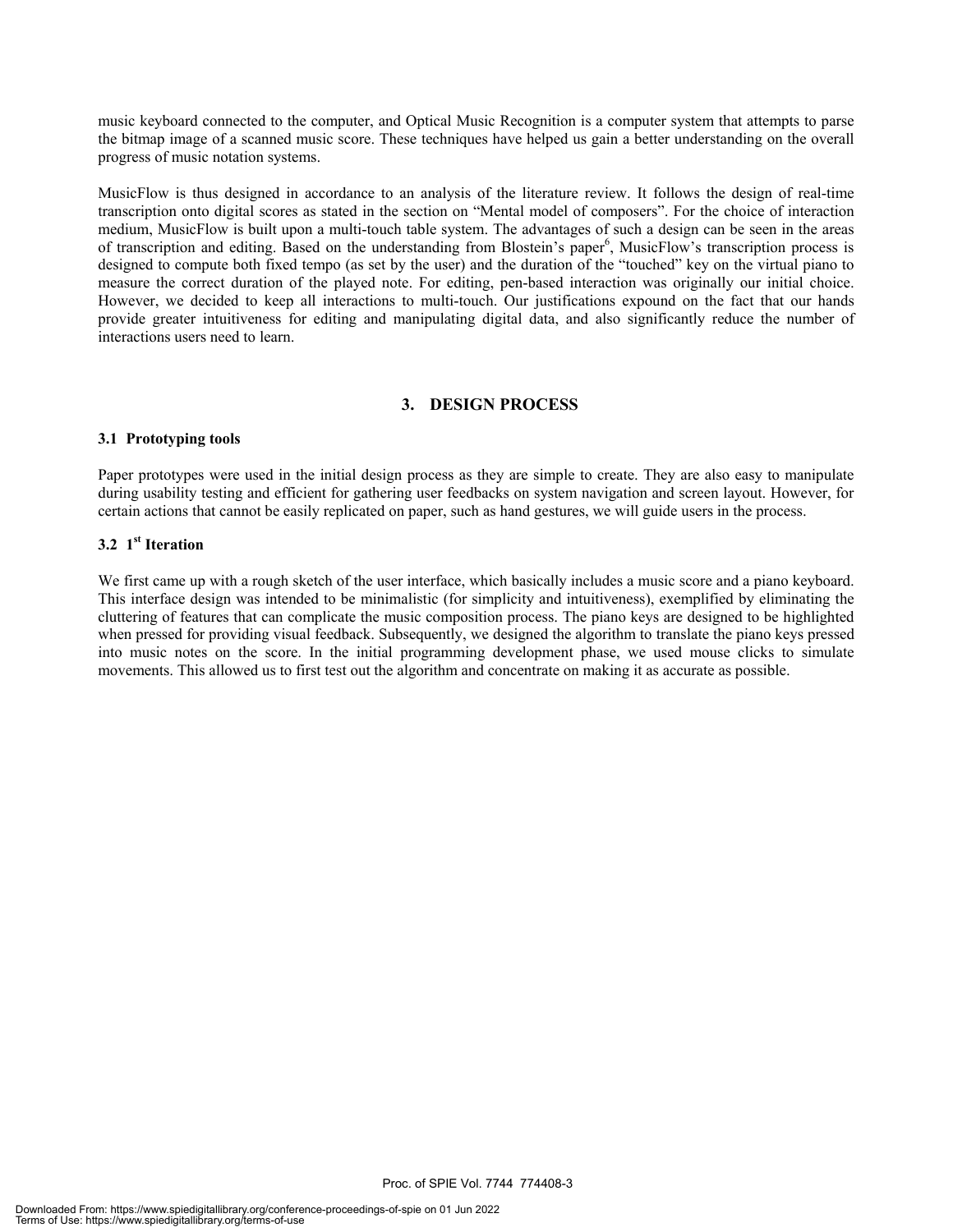music keyboard connected to the computer, and Optical Music Recognition is a computer system that attempts to parse the bitmap image of a scanned music score. These techniques have helped us gain a better understanding on the overall progress of music notation systems.

MusicFlow is thus designed in accordance to an analysis of the literature review. It follows the design of real-time transcription onto digital scores as stated in the section on "Mental model of composers". For the choice of interaction medium, MusicFlow is built upon a multi-touch table system. The advantages of such a design can be seen in the areas of transcription and editing. Based on the understanding from Blostein's paper[6], MusicFlow's transcription process is designed to compute both fixed tempo (as set by the user) and the duration of the "touched" key on the virtual piano to measure the correct duration of the played note. For editing, pen-based interaction was originally our initial choice. However, we decided to keep all interactions to multi-touch. Our justifications expound on the fact that our hands provide greater intuitiveness for editing and manipulating digital data, and also significantly reduce the number of interactions users need to learn.

## 3. DESIGN PROCESS

### 3.1 Prototyping tools

Paper prototypes were used in the initial design process as they are simple to create. They are also easy to manipulate during usability testing and efficient for gathering user feedbacks on system navigation and screen layout. However, for certain actions that cannot be easily replicated on paper, such as hand gestures, we will guide users in the process.

### 3.2 1st Iteration

We first came up with a rough sketch of the user interface, which basically includes a music score and a piano keyboard. This interface design was intended to be minimalistic (for simplicity and intuitiveness), exemplified by eliminating the cluttering of features that can complicate the music composition process. The piano keys are designed to be highlighted when pressed for providing visual feedback. Subsequently, we designed the algorithm to translate the piano keys pressed into music notes on the score. In the initial programming development phase, we used mouse clicks to simulate movements. This allowed us to first test out the algorithm and concentrate on making it as accurate as possible.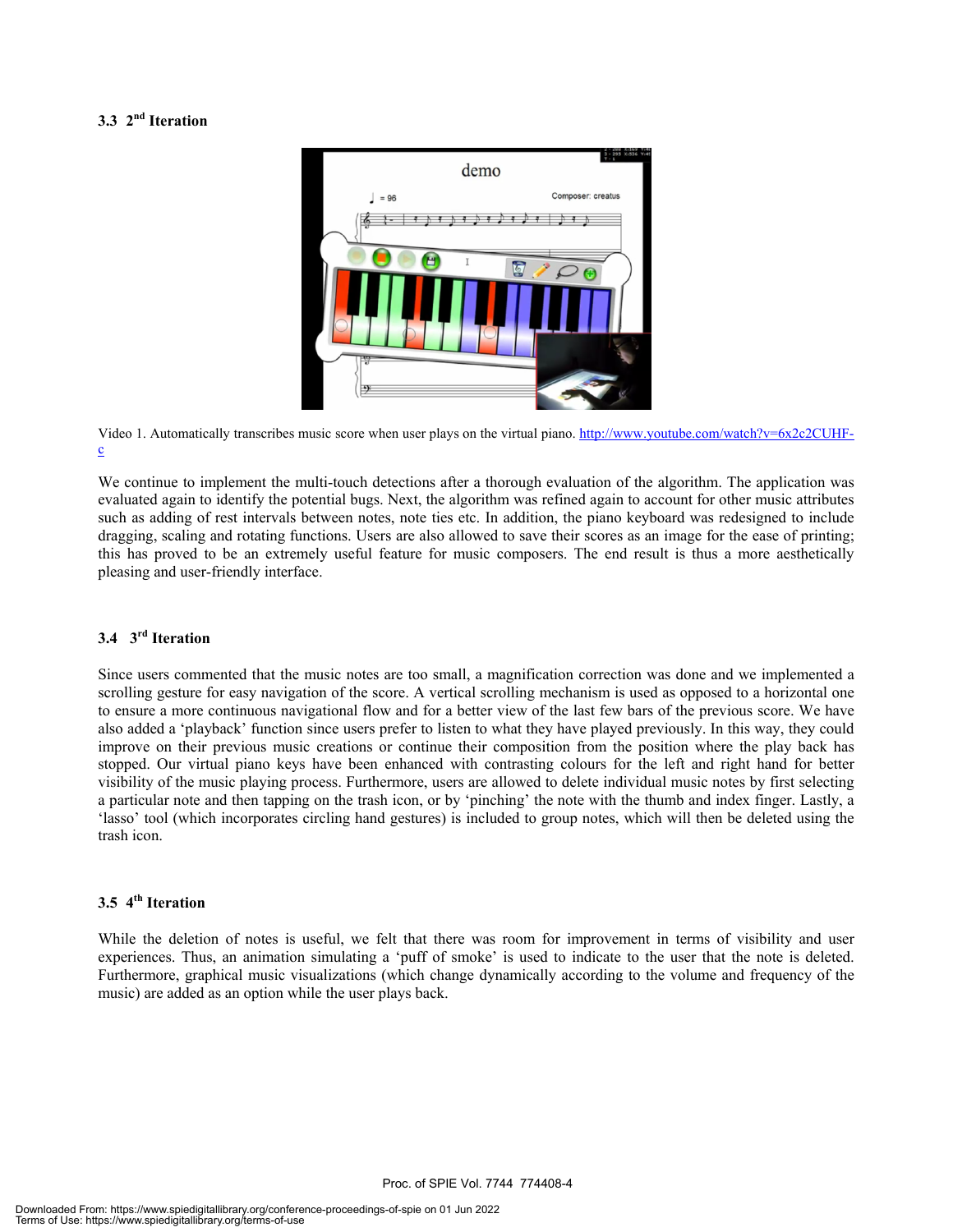### 3.3 2nd Iteration

Video 1. Automatically transcribes music score when user plays on the virtual piano. http://www.youtube.com/watch?v=6x2c2CUHF-c

We continue to implement the multi-touch detections after a thorough evaluation of the algorithm. The application was evaluated again to identify the potential bugs. Next, the algorithm was refined again to account for other music attributes such as adding of rest intervals between notes, note ties etc. In addition, the piano keyboard was redesigned to include dragging, scaling and rotating functions. Users are also allowed to save their scores as an image for the ease of printing; this has proved to be an extremely useful feature for music composers. The end result is thus a more aesthetically pleasing and user-friendly interface.

### 3.4 3rd Iteration

Since users commented that the music notes are too small, a magnification correction was done and we implemented a scrolling gesture for easy navigation of the score. A vertical scrolling mechanism is used as opposed to a horizontal one to ensure a more continuous navigational flow and for a better view of the last few bars of the previous score. We have also added a 'playback' function since users prefer to listen to what they have played previously. In this way, they could improve on their previous music creations or continue their composition from the position where the play back has stopped. Our virtual piano keys have been enhanced with contrasting colours for the left and right hand for better visibility of the music playing process. Furthermore, users are allowed to delete individual music notes by first selecting a particular note and then tapping on the trash icon, or by 'pinching' the note with the thumb and index finger. Lastly, a 'lasso' tool (which incorporates circling hand gestures) is included to group notes, which will then be deleted using the trash icon.

### 3.5 4th Iteration

While the deletion of notes is useful, we felt that there was room for improvement in terms of visibility and user experiences. Thus, an animation simulating a 'puff of smoke' is used to indicate to the user that the note is deleted. Furthermore, graphical music visualizations (which change dynamically according to the volume and frequency of the music) are added as an option while the user plays back.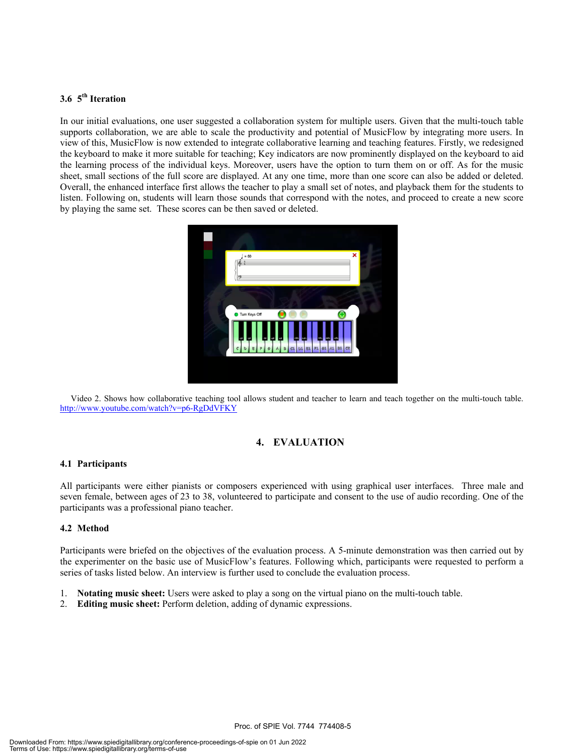### 3.6 5th Iteration

In our initial evaluations, one user suggested a collaboration system for multiple users. Given that the multi-touch table supports collaboration, we are able to scale the productivity and potential of MusicFlow by integrating more users. In view of this, MusicFlow is now extended to integrate collaborative learning and teaching features. Firstly, we redesigned the keyboard to make it more suitable for teaching; Key indicators are now prominently displayed on the keyboard to aid the learning process of the individual keys. Moreover, users have the option to turn them on or off. As for the music sheet, small sections of the full score are displayed. At any one time, more than one score can also be added or deleted. Overall, the enhanced interface first allows the teacher to play a small set of notes, and playback them for the students to listen. Following on, students will learn those sounds that correspond with the notes, and proceed to create a new score by playing the same set. These scores can be then saved or deleted.

Video 2. Shows how collaborative teaching tool allows student and teacher to learn and teach together on the multi-touch table. http://www.youtube.com/watch?v=p6-RgDdVFKY

## 4. EVALUATION

### 4.1 Participants

All participants were either pianists or composers experienced with using graphical user interfaces. Three male and seven female, between ages of 23 to 38, volunteered to participate and consent to the use of audio recording. One of the participants was a professional piano teacher.

### 4.2 Method

Participants were briefed on the objectives of the evaluation process. A 5-minute demonstration was then carried out by the experimenter on the basic use of MusicFlow's features. Following which, participants were requested to perform a series of tasks listed below. An interview is further used to conclude the evaluation process.

1. **Notating music sheet:** Users were asked to play a song on the virtual piano on the multi-touch table.
2. **Editing music sheet:** Perform deletion, adding of dynamic expressions.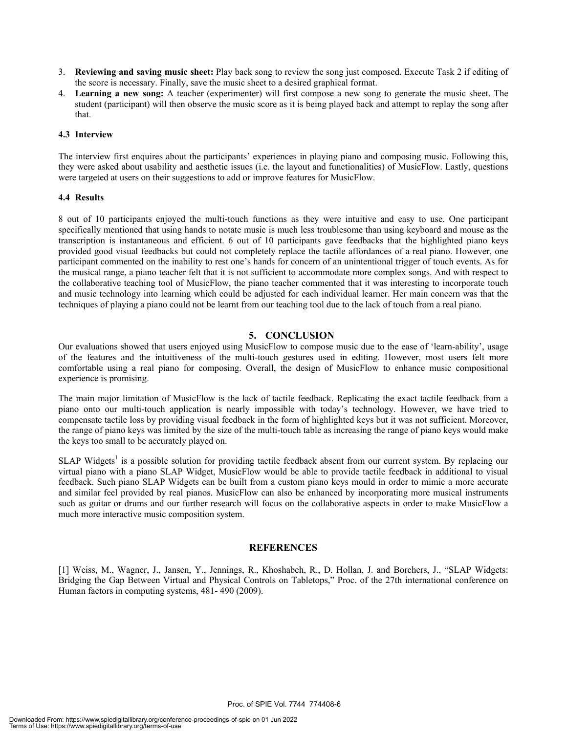3. **Reviewing and saving music sheet:** Play back song to review the song just composed. Execute Task 2 if editing of the score is necessary. Finally, save the music sheet to a desired graphical format.
4. **Learning a new song:** A teacher (experimenter) will first compose a new song to generate the music sheet. The student (participant) will then observe the music score as it is being played back and attempt to replay the song after that.

### 4.3 Interview

The interview first enquires about the participants' experiences in playing piano and composing music. Following this, they were asked about usability and aesthetic issues (i.e. the layout and functionalities) of MusicFlow. Lastly, questions were targeted at users on their suggestions to add or improve features for MusicFlow.

### 4.4 Results

8 out of 10 participants enjoyed the multi-touch functions as they were intuitive and easy to use. One participant specifically mentioned that using hands to notate music is much less troublesome than using keyboard and mouse as the transcription is instantaneous and efficient. 6 out of 10 participants gave feedbacks that the highlighted piano keys provided good visual feedbacks but could not completely replace the tactile affordances of a real piano. However, one participant commented on the inability to rest one's hands for concern of an unintentional trigger of touch events. As for the musical range, a piano teacher felt that it is not sufficient to accommodate more complex songs. And with respect to the collaborative teaching tool of MusicFlow, the piano teacher commented that it was interesting to incorporate touch and music technology into learning which could be adjusted for each individual learner. Her main concern was that the techniques of playing a piano could not be learnt from our teaching tool due to the lack of touch from a real piano.

## 5. CONCLUSION

Our evaluations showed that users enjoyed using MusicFlow to compose music due to the ease of 'learn-ability', usage of the features and the intuitiveness of the multi-touch gestures used in editing. However, most users felt more comfortable using a real piano for composing. Overall, the design of MusicFlow to enhance music compositional experience is promising.

The main major limitation of MusicFlow is the lack of tactile feedback. Replicating the exact tactile feedback from a piano onto our multi-touch application is nearly impossible with today's technology. However, we have tried to compensate tactile loss by providing visual feedback in the form of highlighted keys but it was not sufficient. Moreover, the range of piano keys was limited by the size of the multi-touch table as increasing the range of piano keys would make the keys too small to be accurately played on.

SLAP Widgets[1] is a possible solution for providing tactile feedback absent from our current system. By replacing our virtual piano with a piano SLAP Widget, MusicFlow would be able to provide tactile feedback in additional to visual feedback. Such piano SLAP Widgets can be built from a custom piano keys mould in order to mimic a more accurate and similar feel provided by real pianos. MusicFlow can also be enhanced by incorporating more musical instruments such as guitar or drums and our further research will focus on the collaborative aspects in order to make MusicFlow a much more interactive music composition system.

## REFERENCES

[1] Weiss, M., Wagner, J., Jansen, Y., Jennings, R., Khoshabeh, R., D. Hollan, J. and Borchers, J., "SLAP Widgets: Bridging the Gap Between Virtual and Physical Controls on Tabletops," Proc. of the 27th international conference on Human factors in computing systems, 481- 490 (2009).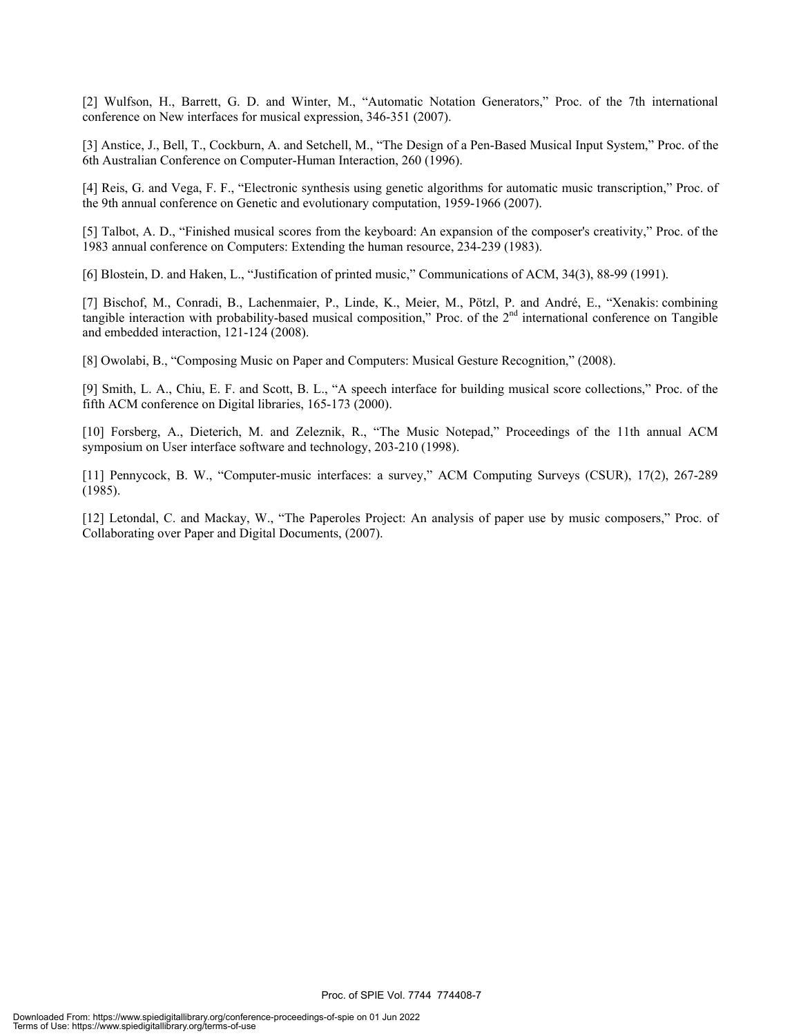[2] Wulfson, H., Barrett, G. D. and Winter, M., "Automatic Notation Generators," Proc. of the 7th international conference on New interfaces for musical expression, 346-351 (2007).

[3] Anstice, J., Bell, T., Cockburn, A. and Setchell, M., "The Design of a Pen-Based Musical Input System," Proc. of the 6th Australian Conference on Computer-Human Interaction, 260 (1996).

[4] Reis, G. and Vega, F. F., "Electronic synthesis using genetic algorithms for automatic music transcription," Proc. of the 9th annual conference on Genetic and evolutionary computation, 1959-1966 (2007).

[5] Talbot, A. D., "Finished musical scores from the keyboard: An expansion of the composer's creativity," Proc. of the 1983 annual conference on Computers: Extending the human resource, 234-239 (1983).

[6] Blostein, D. and Haken, L., "Justification of printed music," Communications of ACM, 34(3), 88-99 (1991).

[7] Bischof, M., Conradi, B., Lachenmaier, P., Linde, K., Meier, M., Pötzl, P. and André, E., "Xenakis: combining tangible interaction with probability-based musical composition," Proc. of the 2nd international conference on Tangible and embedded interaction, 121-124 (2008).

[8] Owolabi, B., "Composing Music on Paper and Computers: Musical Gesture Recognition," (2008).

[9] Smith, L. A., Chiu, E. F. and Scott, B. L., "A speech interface for building musical score collections," Proc. of the fifth ACM conference on Digital libraries, 165-173 (2000).

[10] Forsberg, A., Dieterich, M. and Zeleznik, R., "The Music Notepad," Proceedings of the 11th annual ACM symposium on User interface software and technology, 203-210 (1998).

[11] Pennycock, B. W., "Computer-music interfaces: a survey," ACM Computing Surveys (CSUR), 17(2), 267-289 (1985).

[12] Letondal, C. and Mackay, W., "The Paperoles Project: An analysis of paper use by music composers," Proc. of Collaborating over Paper and Digital Documents, (2007).